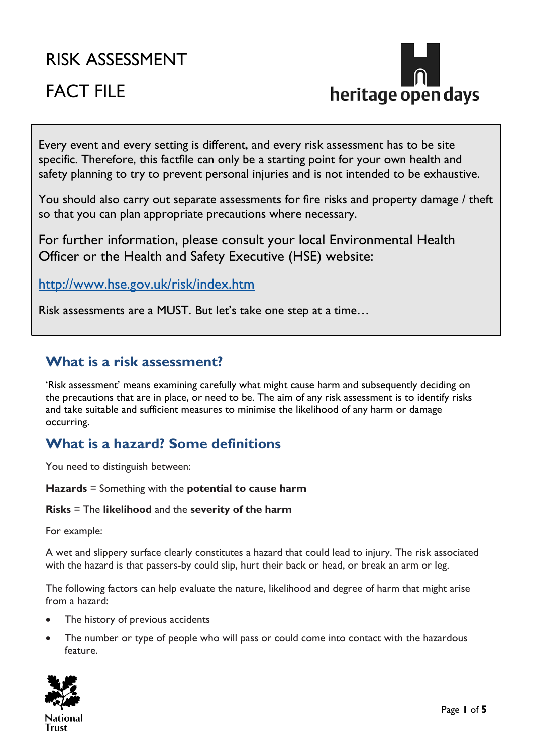# RISK ASSESSMENT

# FACT FILE

heritage open days

Every event and every setting is different, and every risk assessment has to be site specific. Therefore, this factfile can only be a starting point for your own health and safety planning to try to prevent personal injuries and is not intended to be exhaustive.

You should also carry out separate assessments for fire risks and property damage / theft so that you can plan appropriate precautions where necessary.

For further information, please consult your local Environmental Health Officer or the Health and Safety Executive (HSE) website:

http://www.hse.gov.uk/risk/index.htm

Risk assessments are a MUST. But let's take one step at a time…

## What is a risk assessment?

'Risk assessment' means examining carefully what might cause harm and subsequently deciding on the precautions that are in place, or need to be. The aim of any risk assessment is to identify risks and take suitable and sufficient measures to minimise the likelihood of any harm or damage occurring.

## What is a hazard? Some definitions

You need to distinguish between:

**Hazards** = Something with the **potential to cause harm**

**Risks** = The **likelihood** and the **severity of the harm**

For example:

A wet and slippery surface clearly constitutes a hazard that could lead to injury. The risk associated with the hazard is that passers-by could slip, hurt their back or head, or break an arm or leg.

The following factors can help evaluate the nature, likelihood and degree of harm that might arise from a hazard:

- The history of previous accidents
- The number or type of people who will pass or could come into contact with the hazardous feature.

National Trust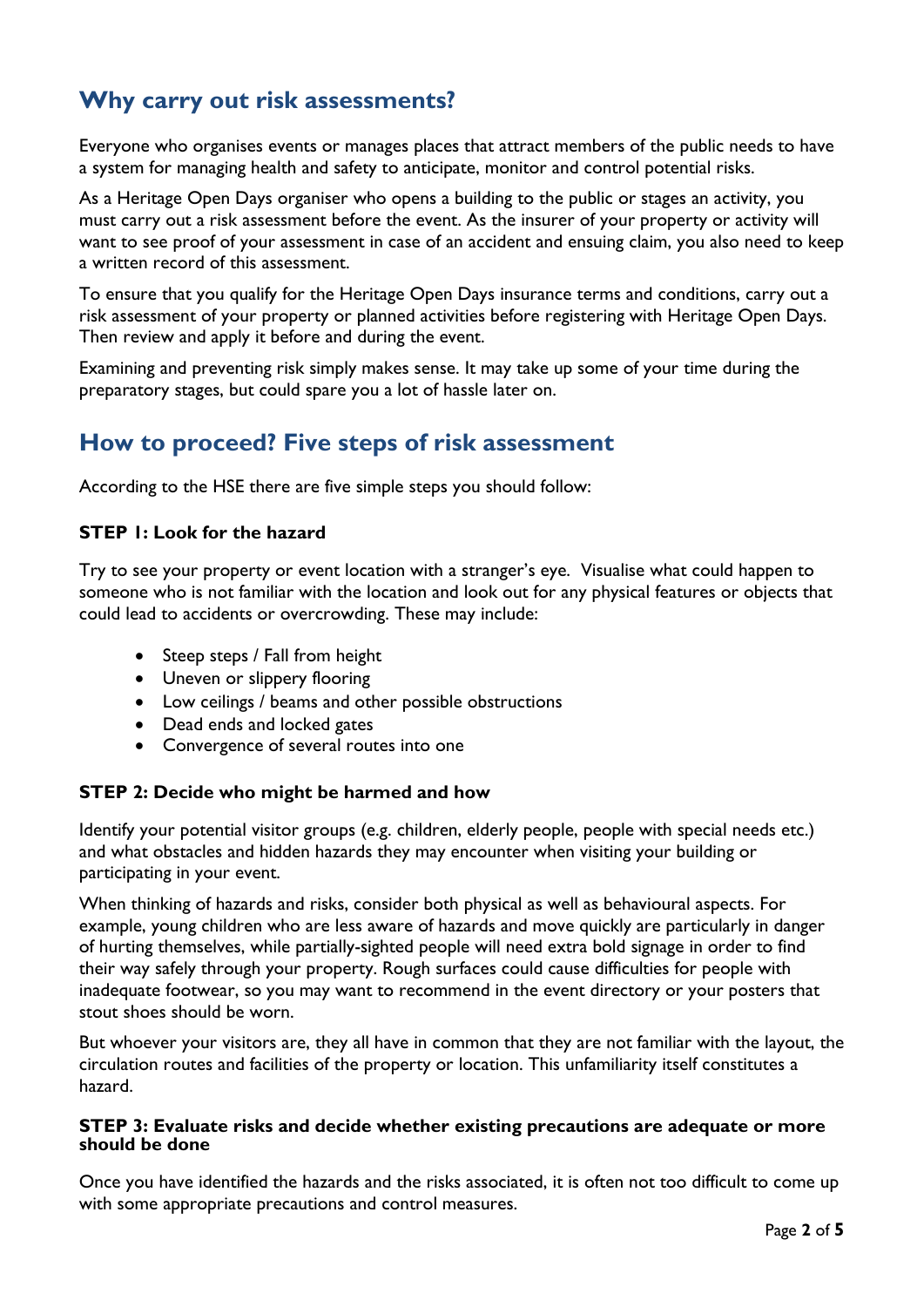## Why carry out risk assessments?

Everyone who organises events or manages places that attract members of the public needs to have a system for managing health and safety to anticipate, monitor and control potential risks.

As a Heritage Open Days organiser who opens a building to the public or stages an activity, you must carry out a risk assessment before the event. As the insurer of your property or activity will want to see proof of your assessment in case of an accident and ensuing claim, you also need to keep a written record of this assessment.

To ensure that you qualify for the Heritage Open Days insurance terms and conditions, carry out a risk assessment of your property or planned activities before registering with Heritage Open Days. Then review and apply it before and during the event.

Examining and preventing risk simply makes sense. It may take up some of your time during the preparatory stages, but could spare you a lot of hassle later on.

## How to proceed? Five steps of risk assessment

According to the HSE there are five simple steps you should follow:

### STEP 1: Look for the hazard

Try to see your property or event location with a stranger's eye. Visualise what could happen to someone who is not familiar with the location and look out for any physical features or objects that could lead to accidents or overcrowding. These may include:

- Steep steps / Fall from height
- Uneven or slippery flooring
- Low ceilings / beams and other possible obstructions
- Dead ends and locked gates
- Convergence of several routes into one

### STEP 2: Decide who might be harmed and how

Identify your potential visitor groups (e.g. children, elderly people, people with special needs etc.) and what obstacles and hidden hazards they may encounter when visiting your building or participating in your event.

When thinking of hazards and risks, consider both physical as well as behavioural aspects. For example, young children who are less aware of hazards and move quickly are particularly in danger of hurting themselves, while partially-sighted people will need extra bold signage in order to find their way safely through your property. Rough surfaces could cause difficulties for people with inadequate footwear, so you may want to recommend in the event directory or your posters that stout shoes should be worn.

But whoever your visitors are, they all have in common that they are not familiar with the layout, the circulation routes and facilities of the property or location. This unfamiliarity itself constitutes a hazard.

### STEP 3: Evaluate risks and decide whether existing precautions are adequate or more should be done

Once you have identified the hazards and the risks associated, it is often not too difficult to come up with some appropriate precautions and control measures.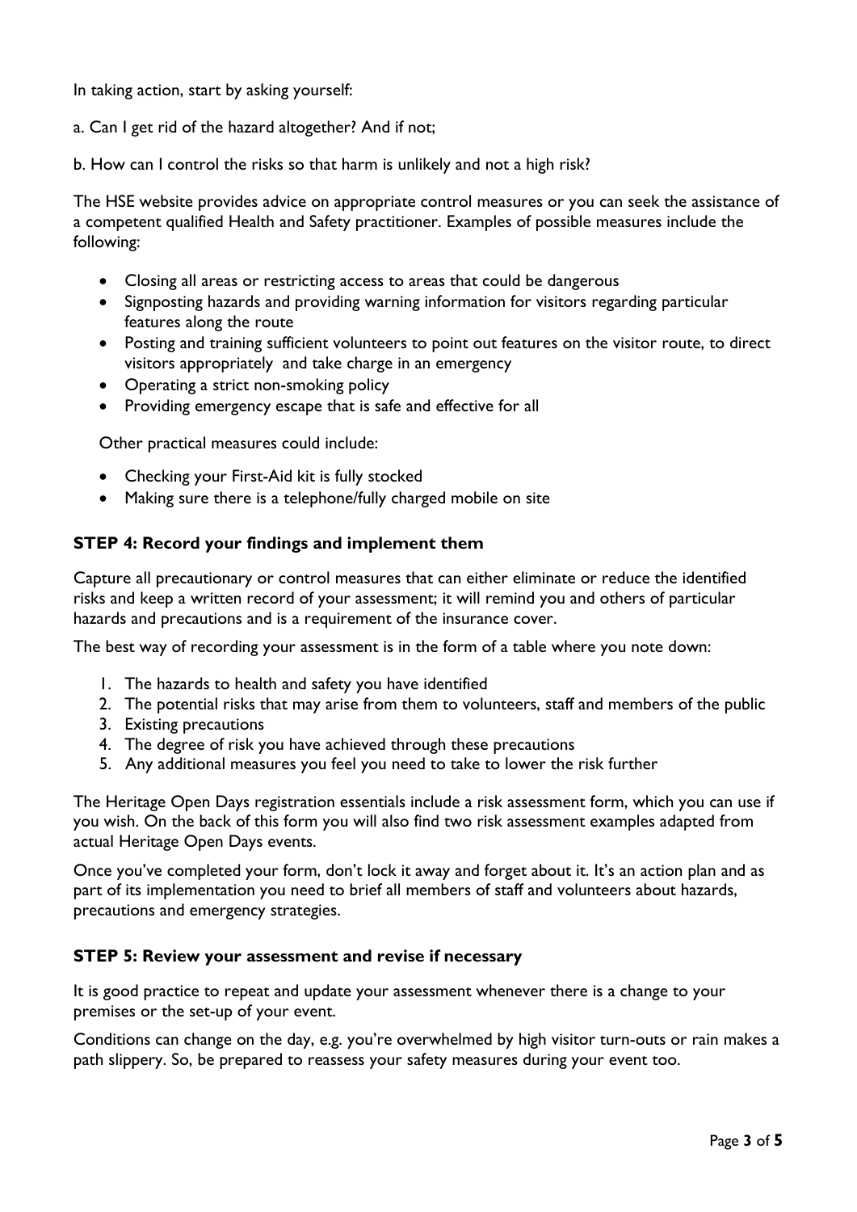In taking action, start by asking yourself:

a. Can I get rid of the hazard altogether? And if not;

b. How can I control the risks so that harm is unlikely and not a high risk?

The HSE website provides advice on appropriate control measures or you can seek the assistance of a competent qualified Health and Safety practitioner. Examples of possible measures include the following:

- Closing all areas or restricting access to areas that could be dangerous
- Signposting hazards and providing warning information for visitors regarding particular features along the route
- Posting and training sufficient volunteers to point out features on the visitor route, to direct visitors appropriately and take charge in an emergency
- Operating a strict non-smoking policy
- Providing emergency escape that is safe and effective for all

Other practical measures could include:

- Checking your First-Aid kit is fully stocked
- Making sure there is a telephone/fully charged mobile on site

### STEP 4: Record your findings and implement them

Capture all precautionary or control measures that can either eliminate or reduce the identified risks and keep a written record of your assessment; it will remind you and others of particular hazards and precautions and is a requirement of the insurance cover.

The best way of recording your assessment is in the form of a table where you note down:

1. The hazards to health and safety you have identified
2. The potential risks that may arise from them to volunteers, staff and members of the public
3. Existing precautions
4. The degree of risk you have achieved through these precautions
5. Any additional measures you feel you need to take to lower the risk further

The Heritage Open Days registration essentials include a risk assessment form, which you can use if you wish. On the back of this form you will also find two risk assessment examples adapted from actual Heritage Open Days events.

Once you've completed your form, don't lock it away and forget about it. It's an action plan and as part of its implementation you need to brief all members of staff and volunteers about hazards, precautions and emergency strategies.

### STEP 5: Review your assessment and revise if necessary

It is good practice to repeat and update your assessment whenever there is a change to your premises or the set-up of your event.

Conditions can change on the day, e.g. you're overwhelmed by high visitor turn-outs or rain makes a path slippery. So, be prepared to reassess your safety measures during your event too.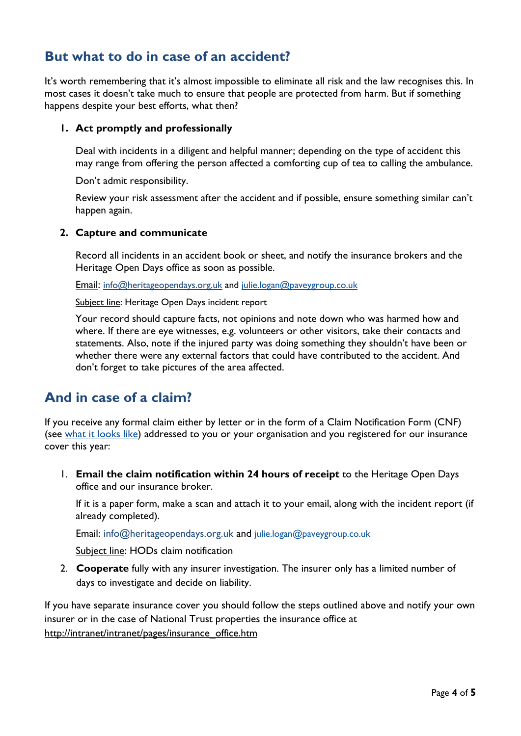## But what to do in case of an accident?

It's worth remembering that it's almost impossible to eliminate all risk and the law recognises this. In most cases it doesn't take much to ensure that people are protected from harm. But if something happens despite your best efforts, what then?

1. **Act promptly and professionally**

   Deal with incidents in a diligent and helpful manner; depending on the type of accident this may range from offering the person affected a comforting cup of tea to calling the ambulance.

   Don't admit responsibility.

   Review your risk assessment after the accident and if possible, ensure something similar can't happen again.

2. **Capture and communicate**

   Record all incidents in an accident book or sheet, and notify the insurance brokers and the Heritage Open Days office as soon as possible.

   Email: info@heritageopendays.org.uk and julie.logan@paveygroup.co.uk

   Subject line: Heritage Open Days incident report

   Your record should capture facts, not opinions and note down who was harmed how and where. If there are eye witnesses, e.g. volunteers or other visitors, take their contacts and statements. Also, note if the injured party was doing something they shouldn't have been or whether there were any external factors that could have contributed to the accident. And don't forget to take pictures of the area affected.

## And in case of a claim?

If you receive any formal claim either by letter or in the form of a Claim Notification Form (CNF) (see what it looks like) addressed to you or your organisation and you registered for our insurance cover this year:

1. **Email the claim notification within 24 hours of receipt** to the Heritage Open Days office and our insurance broker.

   If it is a paper form, make a scan and attach it to your email, along with the incident report (if already completed).

   Email: info@heritageopendays.org.uk and julie.logan@paveygroup.co.uk

   Subject line: HODs claim notification

2. **Cooperate** fully with any insurer investigation. The insurer only has a limited number of days to investigate and decide on liability.

If you have separate insurance cover you should follow the steps outlined above and notify your own insurer or in the case of National Trust properties the insurance office at http://intranet/intranet/pages/insurance_office.htm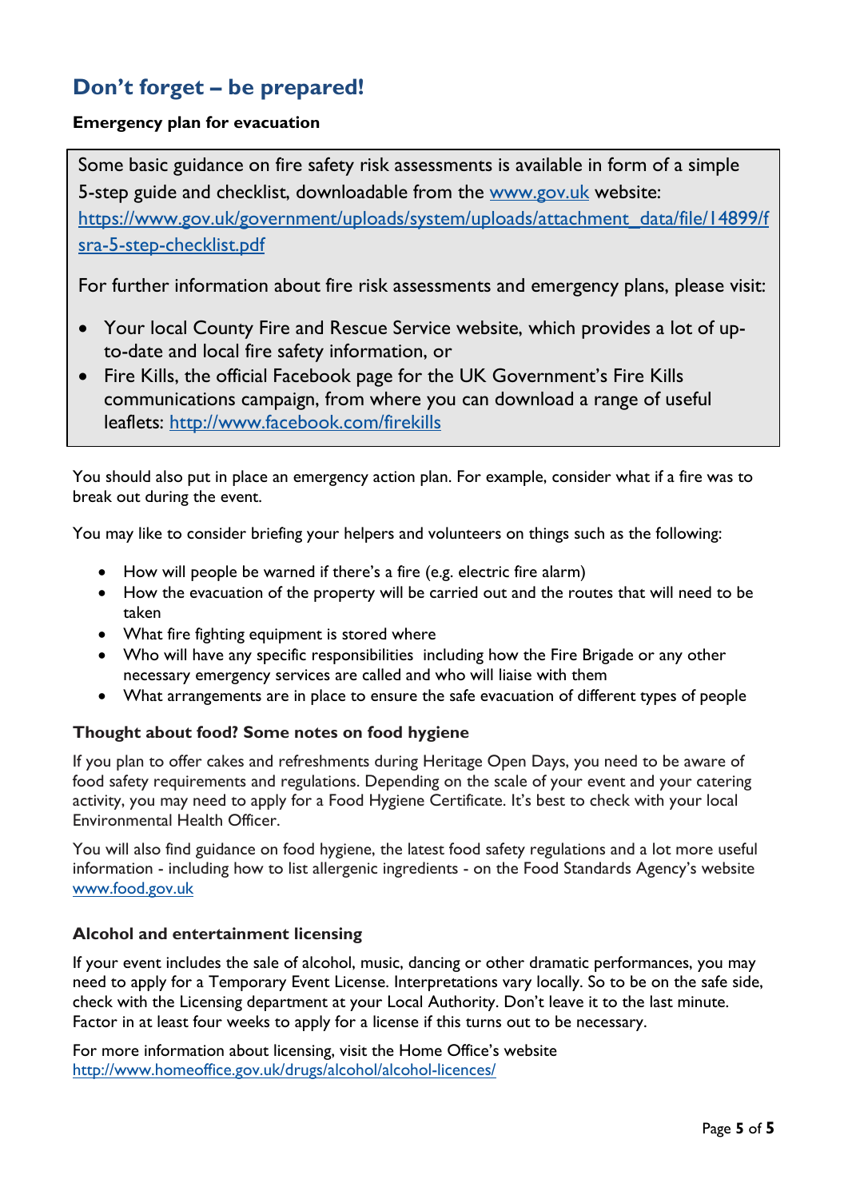## Don't forget – be prepared!

**Emergency plan for evacuation**

Some basic guidance on fire safety risk assessments is available in form of a simple 5-step guide and checklist, downloadable from the www.gov.uk website: https://www.gov.uk/government/uploads/system/uploads/attachment_data/file/14899/fsra-5-step-checklist.pdf

For further information about fire risk assessments and emergency plans, please visit:

- Your local County Fire and Rescue Service website, which provides a lot of up-to-date and local fire safety information, or
- Fire Kills, the official Facebook page for the UK Government's Fire Kills communications campaign, from where you can download a range of useful leaflets: http://www.facebook.com/firekills

You should also put in place an emergency action plan. For example, consider what if a fire was to break out during the event.

You may like to consider briefing your helpers and volunteers on things such as the following:

- How will people be warned if there's a fire (e.g. electric fire alarm)
- How the evacuation of the property will be carried out and the routes that will need to be taken
- What fire fighting equipment is stored where
- Who will have any specific responsibilities including how the Fire Brigade or any other necessary emergency services are called and who will liaise with them
- What arrangements are in place to ensure the safe evacuation of different types of people

### Thought about food? Some notes on food hygiene

If you plan to offer cakes and refreshments during Heritage Open Days, you need to be aware of food safety requirements and regulations. Depending on the scale of your event and your catering activity, you may need to apply for a Food Hygiene Certificate. It's best to check with your local Environmental Health Officer.

You will also find guidance on food hygiene, the latest food safety regulations and a lot more useful information - including how to list allergenic ingredients - on the Food Standards Agency's website www.food.gov.uk

### Alcohol and entertainment licensing

If your event includes the sale of alcohol, music, dancing or other dramatic performances, you may need to apply for a Temporary Event License. Interpretations vary locally. So to be on the safe side, check with the Licensing department at your Local Authority. Don't leave it to the last minute. Factor in at least four weeks to apply for a license if this turns out to be necessary.

For more information about licensing, visit the Home Office's website http://www.homeoffice.gov.uk/drugs/alcohol/alcohol-licences/